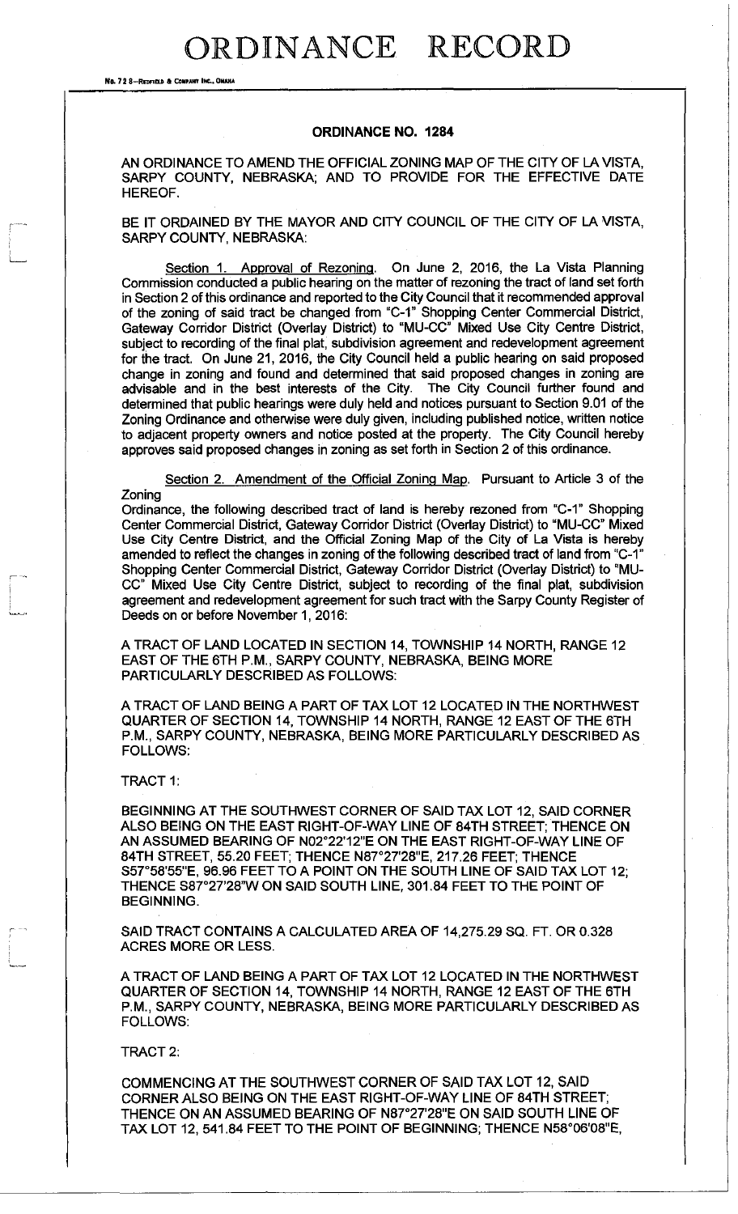# ORDINANCE RECORD

No. 72 8—Redfield & Company Inc., Omaha

## ORDINANCE NO. 1284

AN ORDINANCE TO AMEND THE OFFICIAL ZONING MAP OF THE CITY OF LA VISTA, SARPY COUNTY, NEBRASKA; AND TO PROVIDE FOR THE EFFECTIVE DATE HEREOF.

BE IT ORDAINED BY THE MAYOR AND CITY COUNCIL OF THE CITY OF LA VISTA, SARPY COUNTY, NEBRASKA:

Section 1. Approval of Rezoning. On June 2, 2016, the La Vista Planning Commission conducted a public hearing on the matter of rezoning the tract of land set forth in Section 2 of this ordinance and reported to the City Council that it recommended approval of the zoning of said tract be changed from "C-1" Shopping Center Commercial District, Gateway Corridor District (Overlay District) to "MU-CC" Mixed Use City Centre District, subject to recording of the final plat, subdivision agreement and redevelopment agreement for the tract. On June 21, 2016, the City Council held a public hearing on said proposed change in zoning and found and determined that said proposed changes in zoning are advisable and in the best interests of the City. The City Council further found and determined that public hearings were duly held and notices pursuant to Section 9.01 of the Zoning Ordinance and otherwise were duly given, including published notice, written notice to adjacent property owners and notice posted at the property. The City Council hereby approves said proposed changes in zoning as set forth in Section 2 of this ordinance.

Section 2. Amendment of the Official Zoning Map. Pursuant to Article 3 of the Zoning
Ordinance, the following described tract of land is hereby rezoned from "C-1" Shopping Center Commercial District, Gateway Corridor District (Overlay District) to "MU-CC" Mixed Use City Centre District, and the Official Zoning Map of the City of La Vista is hereby amended to reflect the changes in zoning of the following described tract of land from "C-1" Shopping Center Commercial District, Gateway Corridor District (Overlay District) to "MU-CC" Mixed Use City Centre District, subject to recording of the final plat, subdivision agreement and redevelopment agreement for such tract with the Sarpy County Register of Deeds on or before November 1, 2016:

A TRACT OF LAND LOCATED IN SECTION 14, TOWNSHIP 14 NORTH, RANGE 12 EAST OF THE 6TH P.M., SARPY COUNTY, NEBRASKA, BEING MORE PARTICULARLY DESCRIBED AS FOLLOWS:

A TRACT OF LAND BEING A PART OF TAX LOT 12 LOCATED IN THE NORTHWEST QUARTER OF SECTION 14, TOWNSHIP 14 NORTH, RANGE 12 EAST OF THE 6TH P.M., SARPY COUNTY, NEBRASKA, BEING MORE PARTICULARLY DESCRIBED AS FOLLOWS:

TRACT 1:

BEGINNING AT THE SOUTHWEST CORNER OF SAID TAX LOT 12, SAID CORNER ALSO BEING ON THE EAST RIGHT-OF-WAY LINE OF 84TH STREET; THENCE ON AN ASSUMED BEARING OF N02°22'12"E ON THE EAST RIGHT-OF-WAY LINE OF 84TH STREET, 55.20 FEET; THENCE N87°27'28"E, 217.26 FEET; THENCE S57°58'55"E, 96.96 FEET TO A POINT ON THE SOUTH LINE OF SAID TAX LOT 12; THENCE S87°27'28"W ON SAID SOUTH LINE, 301.84 FEET TO THE POINT OF BEGINNING.

SAID TRACT CONTAINS A CALCULATED AREA OF 14,275.29 SQ. FT. OR 0.328 ACRES MORE OR LESS.

A TRACT OF LAND BEING A PART OF TAX LOT 12 LOCATED IN THE NORTHWEST QUARTER OF SECTION 14, TOWNSHIP 14 NORTH, RANGE 12 EAST OF THE 6TH P.M., SARPY COUNTY, NEBRASKA, BEING MORE PARTICULARLY DESCRIBED AS FOLLOWS:

TRACT 2:

COMMENCING AT THE SOUTHWEST CORNER OF SAID TAX LOT 12, SAID CORNER ALSO BEING ON THE EAST RIGHT-OF-WAY LINE OF 84TH STREET; THENCE ON AN ASSUMED BEARING OF N87°27'28"E ON SAID SOUTH LINE OF TAX LOT 12, 541.84 FEET TO THE POINT OF BEGINNING; THENCE N58°06'08"E,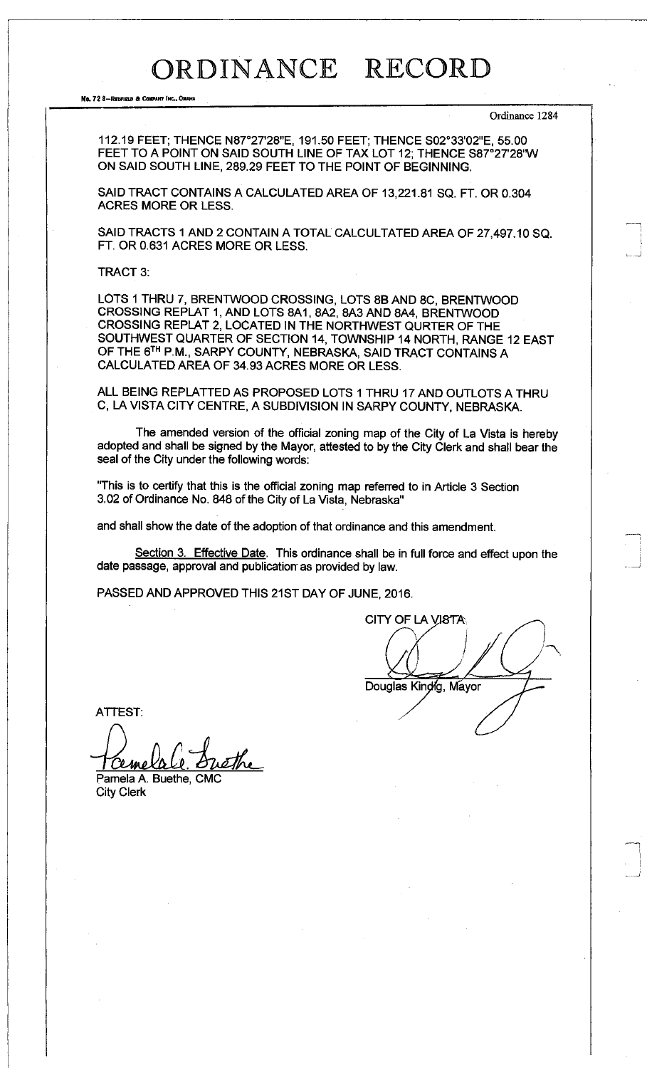112.19 FEET; THENCE N87°27'28"E, 191.50 FEET; THENCE S02°33'02"E, 55.00 FEET TO A POINT ON SAID SOUTH LINE OF TAX LOT 12; THENCE S87°27'28"W ON SAID SOUTH LINE, 289.29 FEET TO THE POINT OF BEGINNING.

SAID TRACT CONTAINS A CALCULATED AREA OF 13,221.81 SQ. FT. OR 0.304 ACRES MORE OR LESS.

SAID TRACTS 1 AND 2 CONTAIN A TOTAL CALCULTATED AREA OF 27,497.10 SQ. FT. OR 0.631 ACRES MORE OR LESS.

TRACT 3:

LOTS 1 THRU 7, BRENTWOOD CROSSING, LOTS 8B AND 8C, BRENTWOOD CROSSING REPLAT 1, AND LOTS 8A1, 8A2, 8A3 AND 8A4, BRENTWOOD CROSSING REPLAT 2, LOCATED IN THE NORTHWEST QURTER OF THE SOUTHWEST QUARTER OF SECTION 14, TOWNSHIP 14 NORTH, RANGE 12 EAST OF THE 6TH P.M., SARPY COUNTY, NEBRASKA, SAID TRACT CONTAINS A CALCULATED AREA OF 34.93 ACRES MORE OR LESS.

ALL BEING REPLATTED AS PROPOSED LOTS 1 THRU 17 AND OUTLOTS A THRU C, LA VISTA CITY CENTRE, A SUBDIVISION IN SARPY COUNTY, NEBRASKA.

The amended version of the official zoning map of the City of La Vista is hereby adopted and shall be signed by the Mayor, attested to by the City Clerk and shall bear the seal of the City under the following words:

"This is to certify that this is the official zoning map referred to in Article 3 Section 3.02 of Ordinance No. 848 of the City of La Vista, Nebraska"

and shall show the date of the adoption of that ordinance and this amendment.

Section 3. Effective Date. This ordinance shall be in full force and effect upon the date passage, approval and publication as provided by law.

PASSED AND APPROVED THIS 21ST DAY OF JUNE, 2016.

CITY OF LA VISTA

Douglas Kindig, Mayor

ATTEST:

Pamela A. Buethe, CMC
City Clerk